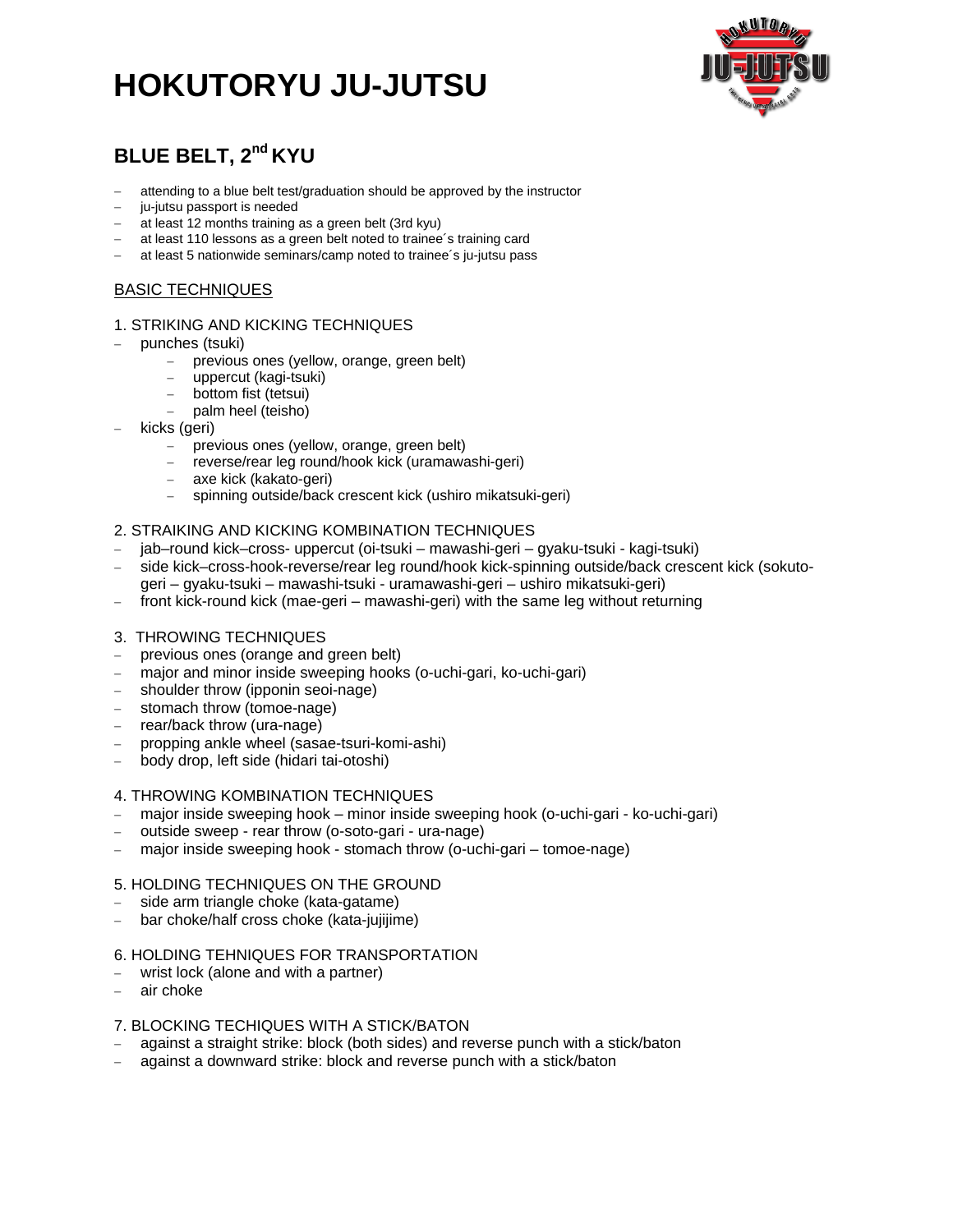# HOKUTORYU JU-JUTSU

## BLUE BELT, 2nd KYU

- attending to a blue belt test/graduation should be approved by the instructor
- ju-jutsu passport is needed
- at least 12 months training as a green belt (3rd kyu)
- at least 110 lessons as a green belt noted to trainee´s training card
- at least 5 nationwide seminars/camp noted to trainee´s ju-jutsu pass

<u>BASIC TECHNIQUES</u>

1. STRIKING AND KICKING TECHNIQUES
- punches (tsuki)
  - previous ones (yellow, orange, green belt)
  - uppercut (kagi-tsuki)
  - bottom fist (tetsui)
  - palm heel (teisho)
- kicks (geri)
  - previous ones (yellow, orange, green belt)
  - reverse/rear leg round/hook kick (uramawashi-geri)
  - axe kick (kakato-geri)
  - spinning outside/back crescent kick (ushiro mikatsuki-geri)

2. STRAIKING AND KICKING KOMBINATION TECHNIQUES
- jab–round kick–cross- uppercut (oi-tsuki – mawashi-geri – gyaku-tsuki - kagi-tsuki)
- side kick–cross-hook-reverse/rear leg round/hook kick-spinning outside/back crescent kick (sokuto-geri – gyaku-tsuki – mawashi-tsuki - uramawashi-geri – ushiro mikatsuki-geri)
- front kick-round kick (mae-geri – mawashi-geri) with the same leg without returning

3. THROWING TECHNIQUES
- previous ones (orange and green belt)
- major and minor inside sweeping hooks (o-uchi-gari, ko-uchi-gari)
- shoulder throw (ipponin seoi-nage)
- stomach throw (tomoe-nage)
- rear/back throw (ura-nage)
- propping ankle wheel (sasae-tsuri-komi-ashi)
- body drop, left side (hidari tai-otoshi)

4. THROWING KOMBINATION TECHNIQUES
- major inside sweeping hook – minor inside sweeping hook (o-uchi-gari - ko-uchi-gari)
- outside sweep - rear throw (o-soto-gari - ura-nage)
- major inside sweeping hook - stomach throw (o-uchi-gari – tomoe-nage)

5. HOLDING TECHNIQUES ON THE GROUND
- side arm triangle choke (kata-gatame)
- bar choke/half cross choke (kata-jujijime)

6. HOLDING TEHNIQUES FOR TRANSPORTATION
- wrist lock (alone and with a partner)
- air choke

7. BLOCKING TECHIQUES WITH A STICK/BATON
- against a straight strike: block (both sides) and reverse punch with a stick/baton
- against a downward strike: block and reverse punch with a stick/baton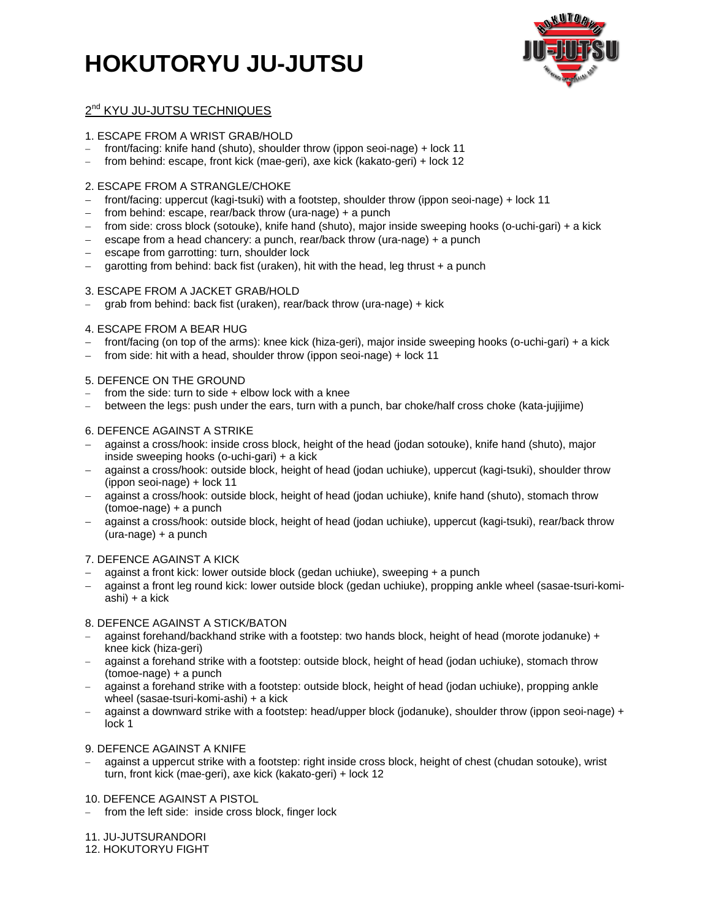# HOKUTORYU JU-JUTSU

## 2nd KYU JU-JUTSU TECHNIQUES

1. ESCAPE FROM A WRIST GRAB/HOLD
   - front/facing: knife hand (shuto), shoulder throw (ippon seoi-nage) + lock 11
   - from behind: escape, front kick (mae-geri), axe kick (kakato-geri) + lock 12

2. ESCAPE FROM A STRANGLE/CHOKE
   - front/facing: uppercut (kagi-tsuki) with a footstep, shoulder throw (ippon seoi-nage) + lock 11
   - from behind: escape, rear/back throw (ura-nage) + a punch
   - from side: cross block (sotouke), knife hand (shuto), major inside sweeping hooks (o-uchi-gari) + a kick
   - escape from a head chancery: a punch, rear/back throw (ura-nage) + a punch
   - escape from garrotting: turn, shoulder lock
   - garotting from behind: back fist (uraken), hit with the head, leg thrust + a punch

3. ESCAPE FROM A JACKET GRAB/HOLD
   - grab from behind: back fist (uraken), rear/back throw (ura-nage) + kick

4. ESCAPE FROM A BEAR HUG
   - front/facing (on top of the arms): knee kick (hiza-geri), major inside sweeping hooks (o-uchi-gari) + a kick
   - from side: hit with a head, shoulder throw (ippon seoi-nage) + lock 11

5. DEFENCE ON THE GROUND
   - from the side: turn to side + elbow lock with a knee
   - between the legs: push under the ears, turn with a punch, bar choke/half cross choke (kata-jujijime)

6. DEFENCE AGAINST A STRIKE
   - against a cross/hook: inside cross block, height of the head (jodan sotouke), knife hand (shuto), major inside sweeping hooks (o-uchi-gari) + a kick
   - against a cross/hook: outside block, height of head (jodan uchiuke), uppercut (kagi-tsuki), shoulder throw (ippon seoi-nage) + lock 11
   - against a cross/hook: outside block, height of head (jodan uchiuke), knife hand (shuto), stomach throw (tomoe-nage) + a punch
   - against a cross/hook: outside block, height of head (jodan uchiuke), uppercut (kagi-tsuki), rear/back throw (ura-nage) + a punch

7. DEFENCE AGAINST A KICK
   - against a front kick: lower outside block (gedan uchiuke), sweeping + a punch
   - against a front leg round kick: lower outside block (gedan uchiuke), propping ankle wheel (sasae-tsuri-komi-ashi) + a kick

8. DEFENCE AGAINST A STICK/BATON
   - against forehand/backhand strike with a footstep: two hands block, height of head (morote jodanuke) + knee kick (hiza-geri)
   - against a forehand strike with a footstep: outside block, height of head (jodan uchiuke), stomach throw (tomoe-nage) + a punch
   - against a forehand strike with a footstep: outside block, height of head (jodan uchiuke), propping ankle wheel (sasae-tsuri-komi-ashi) + a kick
   - against a downward strike with a footstep: head/upper block (jodanuke), shoulder throw (ippon seoi-nage) + lock 1

9. DEFENCE AGAINST A KNIFE
   - against a uppercut strike with a footstep: right inside cross block, height of chest (chudan sotouke), wrist turn, front kick (mae-geri), axe kick (kakato-geri) + lock 12

10. DEFENCE AGAINST A PISTOL
    - from the left side: inside cross block, finger lock

11. JU-JUTSURANDORI
12. HOKUTORYU FIGHT